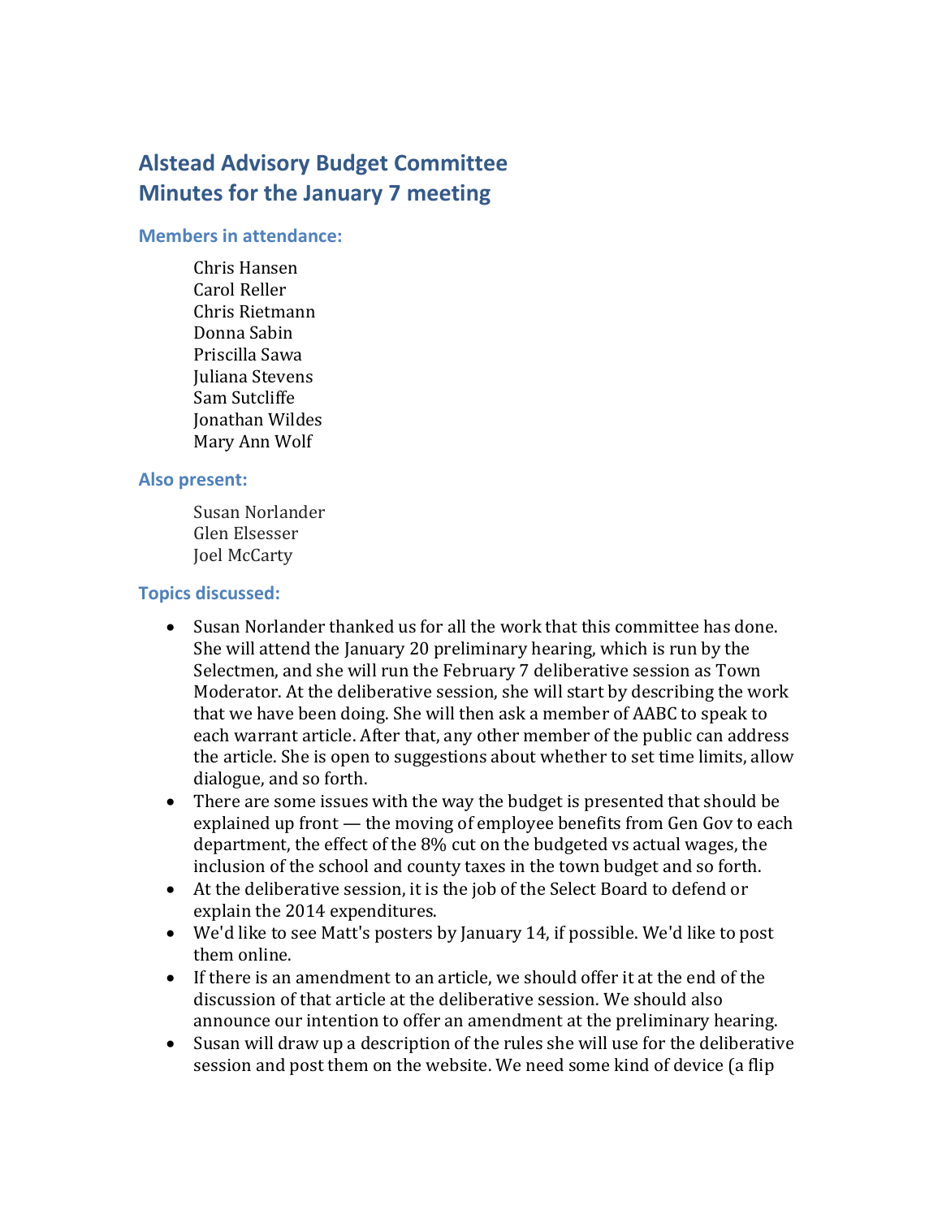# Alstead Advisory Budget Committee
# Minutes for the January 7 meeting

### Members in attendance:

Chris Hansen
Carol Reller
Chris Rietmann
Donna Sabin
Priscilla Sawa
Juliana Stevens
Sam Sutcliffe
Jonathan Wildes
Mary Ann Wolf

### Also present:

Susan Norlander
Glen Elsesser
Joel McCarty

### Topics discussed:

- Susan Norlander thanked us for all the work that this committee has done. She will attend the January 20 preliminary hearing, which is run by the Selectmen, and she will run the February 7 deliberative session as Town Moderator. At the deliberative session, she will start by describing the work that we have been doing. She will then ask a member of AABC to speak to each warrant article. After that, any other member of the public can address the article. She is open to suggestions about whether to set time limits, allow dialogue, and so forth.
- There are some issues with the way the budget is presented that should be explained up front — the moving of employee benefits from Gen Gov to each department, the effect of the 8% cut on the budgeted vs actual wages, the inclusion of the school and county taxes in the town budget and so forth.
- At the deliberative session, it is the job of the Select Board to defend or explain the 2014 expenditures.
- We'd like to see Matt's posters by January 14, if possible. We'd like to post them online.
- If there is an amendment to an article, we should offer it at the end of the discussion of that article at the deliberative session. We should also announce our intention to offer an amendment at the preliminary hearing.
- Susan will draw up a description of the rules she will use for the deliberative session and post them on the website. We need some kind of device (a flip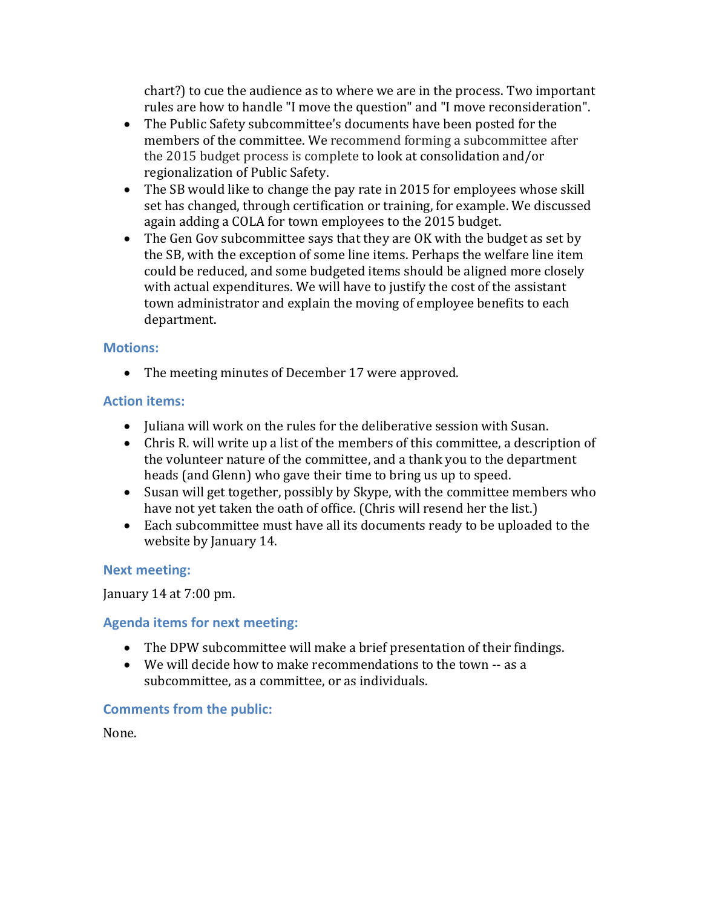chart?) to cue the audience as to where we are in the process. Two important rules are how to handle "I move the question" and "I move reconsideration".

- The Public Safety subcommittee's documents have been posted for the members of the committee. We recommend forming a subcommittee after the 2015 budget process is complete to look at consolidation and/or regionalization of Public Safety.
- The SB would like to change the pay rate in 2015 for employees whose skill set has changed, through certification or training, for example. We discussed again adding a COLA for town employees to the 2015 budget.
- The Gen Gov subcommittee says that they are OK with the budget as set by the SB, with the exception of some line items. Perhaps the welfare line item could be reduced, and some budgeted items should be aligned more closely with actual expenditures. We will have to justify the cost of the assistant town administrator and explain the moving of employee benefits to each department.

### Motions:

- The meeting minutes of December 17 were approved.

### Action items:

- Juliana will work on the rules for the deliberative session with Susan.
- Chris R. will write up a list of the members of this committee, a description of the volunteer nature of the committee, and a thank you to the department heads (and Glenn) who gave their time to bring us up to speed.
- Susan will get together, possibly by Skype, with the committee members who have not yet taken the oath of office. (Chris will resend her the list.)
- Each subcommittee must have all its documents ready to be uploaded to the website by January 14.

### Next meeting:

January 14 at 7:00 pm.

### Agenda items for next meeting:

- The DPW subcommittee will make a brief presentation of their findings.
- We will decide how to make recommendations to the town -- as a subcommittee, as a committee, or as individuals.

### Comments from the public:

None.